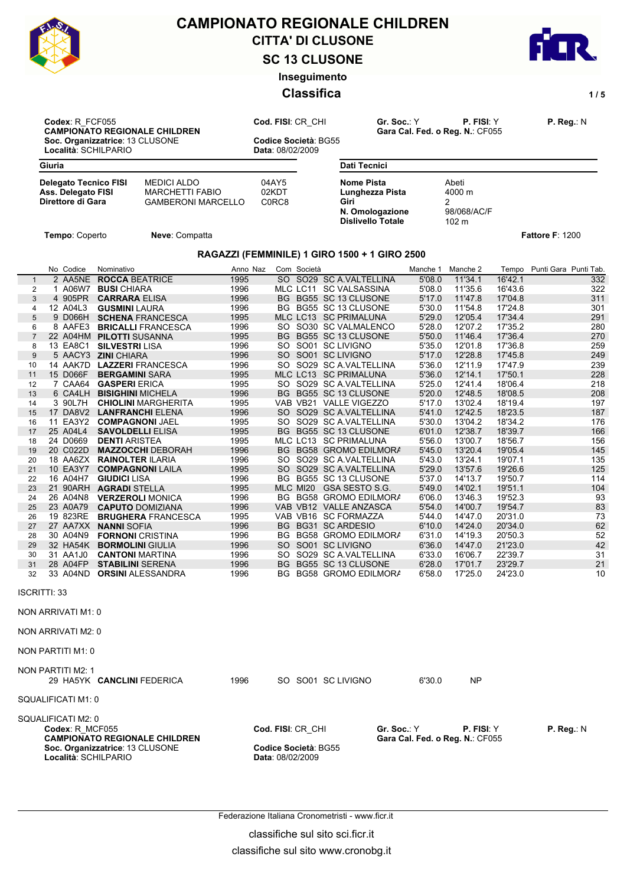# CAMPIONATO REGIONALE CHILDREN

## CITTA' DI CLUSONE

## SC 13 CLUSONE

### Inseguimento

### Classifica

**Codex**: R_FCF055
**CAMPIONATO REGIONALE CHILDREN**
**Soc. Organizzatrice**: 13 CLUSONE
**Località**: SCHILPARIO

**Cod. FISI**: CR_CHI
**Codice Società**: BG55
**Data**: 08/02/2009

**Gr. Soc.**: Y **P. FISI**: Y **P. Reg.**: N
**Gara Cal. Fed. o Reg. N.**: CF055

| Giuria | | |
|---|---|---|
| **Delegato Tecnico FISI** | MEDICI ALDO | 04AY5 |
| **Ass. Delegato FISI** | MARCHETTI FABIO | 02KDT |
| **Direttore di Gara** | GAMBERONI MARCELLO | C0RC8 |

| Dati Tecnici | |
|---|---|
| **Nome Pista** | Abeti |
| **Lunghezza Pista** | 4000 m |
| **Giri** | 2 |
| **N. Omologazione** | 98/068/AC/F |
| **Dislivello Totale** | 102 m |

**Tempo**: Coperto **Neve**: Compatta **Fattore F**: 1200

### RAGAZZI (FEMMINILE) 1 GIRO 1500 + 1 GIRO 2500

| | No | Codice | Nominativo | Anno | Naz | Com | Società | | Manche 1 | Manche 2 | Tempo | Punti Gara | Punti Tab. |
|---|---|---|---|---|---|---|---|---|---|---|---|---|---|
| 1 | 2 | AA5NE | **ROCCA** BEATRICE | 1995 | | SO | SO29 | SC A.VALTELLINA | 5'08.0 | 11'34.1 | 16'42.1 | | 332 |
| 2 | 1 | A06W7 | **BUSI** CHIARA | 1996 | | MLC | LC11 | SC VALSASSINA | 5'08.0 | 11'35.6 | 16'43.6 | | 322 |
| 3 | 4 | 905PR | **CARRARA** ELISA | 1995 | | BG | BG55 | SC 13 CLUSONE | 5'17.0 | 11'47.8 | 17'04.8 | | 311 |
| 4 | 12 | A04L3 | **GUSMINI** LAURA | 1996 | | BG | BG55 | SC 13 CLUSONE | 5'30.0 | 11'54.8 | 17'24.8 | | 301 |
| 5 | 9 | D066H | **SCHENA** FRANCESCA | 1995 | | MLC | LC13 | SC PRIMALUNA | 5'29.0 | 12'05.4 | 17'34.4 | | 291 |
| 6 | 8 | AAFE3 | **BRICALLI** FRANCESCA | 1996 | | SO | SO30 | SC VALMALENCO | 5'28.0 | 12'07.2 | 17'35.2 | | 280 |
| 7 | 22 | A04HM | **PILOTTI** SUSANNA | 1995 | | BG | BG55 | SC 13 CLUSONE | 5'50.0 | 11'46.4 | 17'36.4 | | 270 |
| 8 | 13 | EA8C1 | **SILVESTRI** LISA | 1996 | | SO | SO01 | SC LIVIGNO | 5'35.0 | 12'01.8 | 17'36.8 | | 259 |
| 9 | 5 | AACY3 | **ZINI** CHIARA | 1996 | | SO | SO01 | SC LIVIGNO | 5'17.0 | 12'28.8 | 17'45.8 | | 249 |
| 10 | 14 | AAK7D | **LAZZERI** FRANCESCA | 1996 | | SO | SO29 | SC A.VALTELLINA | 5'36.0 | 12'11.9 | 17'47.9 | | 239 |
| 11 | 15 | D066F | **BERGAMINI** SARA | 1995 | | MLC | LC13 | SC PRIMALUNA | 5'36.0 | 12'14.1 | 17'50.1 | | 228 |
| 12 | 7 | CAA64 | **GASPERI** ERICA | 1995 | | SO | SO29 | SC A.VALTELLINA | 5'25.0 | 12'41.4 | 18'06.4 | | 218 |
| 13 | 6 | CA4LH | **BISIGHINI** MICHELA | 1996 | | BG | BG55 | SC 13 CLUSONE | 5'20.0 | 12'48.5 | 18'08.5 | | 208 |
| 14 | 3 | 90L7H | **CHIOLINI** MARGHERITA | 1995 | | VAB | VB21 | VALLE VIGEZZO | 5'17.0 | 13'02.4 | 18'19.4 | | 197 |
| 15 | 17 | DA8V2 | **LANFRANCHI** ELENA | 1996 | | SO | SO29 | SC A.VALTELLINA | 5'41.0 | 12'42.5 | 18'23.5 | | 187 |
| 16 | 11 | EA3Y2 | **COMPAGNONI** JAEL | 1995 | | SO | SO29 | SC A.VALTELLINA | 5'30.0 | 13'04.2 | 18'34.2 | | 176 |
| 17 | 25 | A04L4 | **SAVOLDELLI** ELISA | 1995 | | BG | BG55 | SC 13 CLUSONE | 6'01.0 | 12'38.7 | 18'39.7 | | 166 |
| 18 | 24 | D0669 | **DENTI** ARISTEA | 1995 | | MLC | LC13 | SC PRIMALUNA | 5'56.0 | 13'00.7 | 18'56.7 | | 156 |
| 19 | 20 | C022D | **MAZZOCCHI** DEBORAH | 1996 | | BG | BG58 | GROMO EDILMORA | 5'45.0 | 13'20.4 | 19'05.4 | | 145 |
| 20 | 18 | AA6ZX | **RAINOLTER** ILARIA | 1996 | | SO | SO29 | SC A.VALTELLINA | 5'43.0 | 13'24.1 | 19'07.1 | | 135 |
| 21 | 10 | EA3Y7 | **COMPAGNONI** LAILA | 1995 | | SO | SO29 | SC A.VALTELLINA | 5'29.0 | 13'57.6 | 19'26.6 | | 125 |
| 22 | 16 | A04H7 | **GIUDICI** LISA | 1996 | | BG | BG55 | SC 13 CLUSONE | 5'37.0 | 14'13.7 | 19'50.7 | | 114 |
| 23 | 21 | 90ARH | **AGRADI** STELLA | 1995 | | MLC | MI20 | GSA SESTO S.G. | 5'49.0 | 14'02.1 | 19'51.1 | | 104 |
| 24 | 26 | A04N8 | **VERZEROLI** MONICA | 1996 | | BG | BG58 | GROMO EDILMORA | 6'06.0 | 13'46.3 | 19'52.3 | | 93 |
| 25 | 23 | A0A79 | **CAPUTO** DOMIZIANA | 1996 | | VAB | VB12 | VALLE ANZASCA | 5'54.0 | 14'00.7 | 19'54.7 | | 83 |
| 26 | 19 | 823RE | **BRUGHERA** FRANCESCA | 1995 | | VAB | VB16 | SC FORMAZZA | 5'44.0 | 14'47.0 | 20'31.0 | | 73 |
| 27 | 27 | AA7XX | **NANNI** SOFIA | 1996 | | BG | BG31 | SC ARDESIO | 6'10.0 | 14'24.0 | 20'34.0 | | 62 |
| 28 | 30 | A04N9 | **FORNONI** CRISTINA | 1996 | | BG | BG58 | GROMO EDILMORA | 6'31.0 | 14'19.3 | 20'50.3 | | 52 |
| 29 | 32 | HA54K | **BORMOLINI** GIULIA | 1996 | | SO | SO01 | SC LIVIGNO | 6'36.0 | 14'47.0 | 21'23.0 | | 42 |
| 30 | 31 | AA1J0 | **CANTONI** MARTINA | 1996 | | SO | SO29 | SC A.VALTELLINA | 6'33.0 | 16'06.7 | 22'39.7 | | 31 |
| 31 | 28 | A04FP | **STABILINI** SERENA | 1996 | | BG | BG55 | SC 13 CLUSONE | 6'28.0 | 17'01.7 | 23'29.7 | | 21 |
| 32 | 33 | A04ND | **ORSINI** ALESSANDRA | 1996 | | BG | BG58 | GROMO EDILMORA | 6'58.0 | 17'25.0 | 24'23.0 | | 10 |

ISCRITTI: 33

NON ARRIVATI M1: 0

NON ARRIVATI M2: 0

NON PARTITI M1: 0

NON PARTITI M2: 1

| No | Codice | Nominativo | Anno | Com | Società | | Manche 1 | Manche 2 |
|---|---|---|---|---|---|---|---|---|
| 29 | HA5YK | **CANCLINI** FEDERICA | 1996 | SO | SO01 | SC LIVIGNO | 6'30.0 | NP |

SQUALIFICATI M1: 0

SQUALIFICATI M2: 0

**Codex**: R_MCF055
**CAMPIONATO REGIONALE CHILDREN**
**Soc. Organizzatrice**: 13 CLUSONE
**Località**: SCHILPARIO

**Cod. FISI**: CR_CHI
**Codice Società**: BG55
**Data**: 08/02/2009

**Gr. Soc.**: Y **P. FISI**: Y **P. Reg.**: N
**Gara Cal. Fed. o Reg. N.**: CF055

Federazione Italiana Cronometristi - www.ficr.it

classifiche sul sito sci.ficr.it

classifiche sul sito www.cronobg.it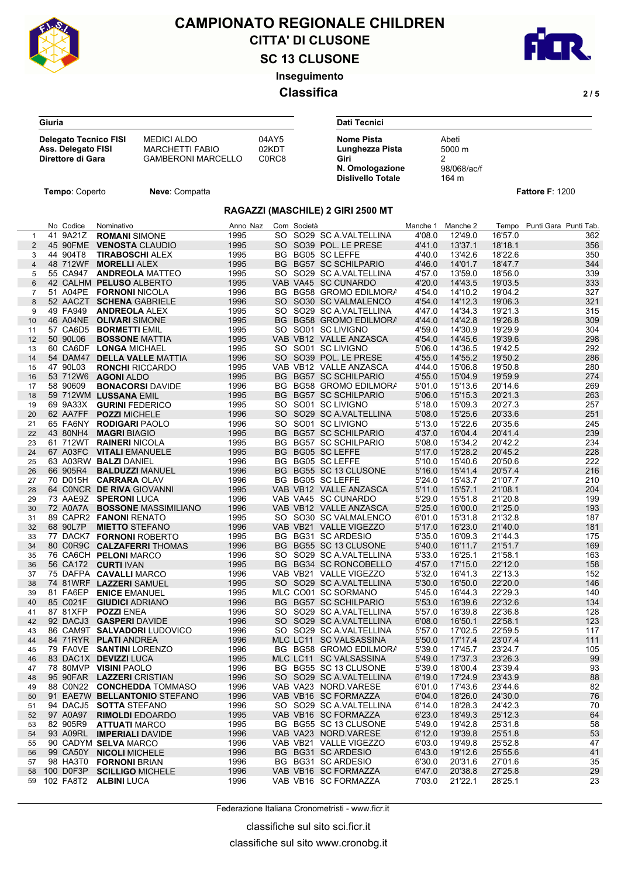# CAMPIONATO REGIONALE CHILDREN

## CITTA' DI CLUSONE

## SC 13 CLUSONE

### Inseguimento

### Classifica

| Giuria | | |
|---|---|---|
| **Delegato Tecnico FISI** | MEDICI ALDO | 04AY5 |
| **Ass. Delegato FISI** | MARCHETTI FABIO | 02KDT |
| **Direttore di Gara** | GAMBERONI MARCELLO | C0RC8 |

| Dati Tecnici | |
|---|---|
| **Nome Pista** | Abeti |
| **Lunghezza Pista** | 5000 m |
| **Giri** | 2 |
| **N. Omologazione** | 98/068/ac/f |
| **Dislivello Totale** | 164 m |

**Tempo**: Coperto **Neve**: Compatta **Fattore F**: 1200

### RAGAZZI (MASCHILE) 2 GIRI 2500 MT

| | No | Codice | Nominativo | Anno | Naz | Com | Società | Manche 1 | Manche 2 | Tempo | Punti Gara | Punti Tab. |
|---|---|---|---|---|---|---|---|---|---|---|---|---|
| 1 | 41 | 9A21Z | **ROMANI** SIMONE | 1995 | | SO | SO29 SC A.VALTELLINA | 4'08.0 | 12'49.0 | 16'57.0 | | 362 |
| 2 | 45 | 90FME | **VENOSTA** CLAUDIO | 1995 | | SO | SO39 POL. LE PRESE | 4'41.0 | 13'37.1 | 18'18.1 | | 356 |
| 3 | 44 | 904T8 | **TIRABOSCHI** ALEX | 1995 | | BG | BG05 SC LEFFE | 4'40.0 | 13'42.6 | 18'22.6 | | 350 |
| 4 | 48 | 712WF | **MORELLI** ALEX | 1995 | | BG | BG57 SC SCHILPARIO | 4'46.0 | 14'01.7 | 18'47.7 | | 344 |
| 5 | 55 | CA947 | **ANDREOLA** MATTEO | 1995 | | SO | SO29 SC A.VALTELLINA | 4'57.0 | 13'59.0 | 18'56.0 | | 339 |
| 6 | 42 | CALHM | **PELUSO** ALBERTO | 1995 | | VAB | VA45 SC CUNARDO | 4'20.0 | 14'43.5 | 19'03.5 | | 333 |
| 7 | 51 | A04PE | **FORNONI** NICOLA | 1996 | | BG | BG58 GROMO EDILMORA | 4'54.0 | 14'10.2 | 19'04.2 | | 327 |
| 8 | 52 | AACZT | **SCHENA** GABRIELE | 1996 | | SO | SO30 SC VALMALENCO | 4'54.0 | 14'12.3 | 19'06.3 | | 321 |
| 9 | 49 | FA949 | **ANDREOLA** ALEX | 1995 | | SO | SO29 SC A.VALTELLINA | 4'47.0 | 14'34.3 | 19'21.3 | | 315 |
| 10 | 46 | A04NE | **OLIVARI** SIMONE | 1995 | | BG | BG58 GROMO EDILMORA | 4'44.0 | 14'42.8 | 19'26.8 | | 309 |
| 11 | 57 | CA6D5 | **BORMETTI** EMIL | 1995 | | SO | SO01 SC LIVIGNO | 4'59.0 | 14'30.9 | 19'29.9 | | 304 |
| 12 | 50 | 90L06 | **BOSSONE** MATTIA | 1995 | | VAB | VB12 VALLE ANZASCA | 4'54.0 | 14'45.6 | 19'39.6 | | 298 |
| 13 | 60 | CA6DF | **LONGA** MICHAEL | 1995 | | SO | SO01 SC LIVIGNO | 5'06.0 | 14'36.5 | 19'42.5 | | 292 |
| 14 | 54 | DAM47 | **DELLA VALLE** MATTIA | 1996 | | SO | SO39 POL. LE PRESE | 4'55.0 | 14'55.2 | 19'50.2 | | 286 |
| 15 | 47 | 90L03 | **RONCHI** RICCARDO | 1995 | | VAB | VB12 VALLE ANZASCA | 4'44.0 | 15'06.8 | 19'50.8 | | 280 |
| 16 | 53 | 712W6 | **AGONI** ALDO | 1995 | | BG | BG57 SC SCHILPARIO | 4'55.0 | 15'04.9 | 19'59.9 | | 274 |
| 17 | 58 | 90609 | **BONACORSI** DAVIDE | 1996 | | BG | BG58 GROMO EDILMORA | 5'01.0 | 15'13.6 | 20'14.6 | | 269 |
| 18 | 59 | 712WM | **LUSSANA** EMIL | 1995 | | BG | BG57 SC SCHILPARIO | 5'06.0 | 15'15.3 | 20'21.3 | | 263 |
| 19 | 69 | 9A33X | **GURINI** FEDERICO | 1995 | | SO | SO01 SC LIVIGNO | 5'18.0 | 15'09.3 | 20'27.3 | | 257 |
| 20 | 62 | AA7FF | **POZZI** MICHELE | 1996 | | SO | SO29 SC A.VALTELLINA | 5'08.0 | 15'25.6 | 20'33.6 | | 251 |
| 21 | 65 | FA6NY | **RODIGARI** PAOLO | 1996 | | SO | SO01 SC LIVIGNO | 5'13.0 | 15'22.6 | 20'35.6 | | 245 |
| 22 | 43 | 80NH4 | **MAGRI** BIAGIO | 1995 | | BG | BG57 SC SCHILPARIO | 4'37.0 | 16'04.4 | 20'41.4 | | 239 |
| 23 | 61 | 712WT | **RAINERI** NICOLA | 1995 | | BG | BG57 SC SCHILPARIO | 5'08.0 | 15'34.2 | 20'42.2 | | 234 |
| 24 | 67 | A03FC | **VITALI** EMANUELE | 1995 | | BG | BG05 SC LEFFE | 5'17.0 | 15'28.2 | 20'45.2 | | 228 |
| 25 | 63 | A03RW | **BALZI** DANIEL | 1996 | | BG | BG05 SC LEFFE | 5'10.0 | 15'40.6 | 20'50.6 | | 222 |
| 26 | 66 | 905R4 | **BALDUZZI** MANUEL | 1996 | | BG | BG55 SC 13 CLUSONE | 5'16.0 | 15'41.4 | 20'57.4 | | 216 |
| 27 | 70 | D015H | **CARRARA** OLAV | 1996 | | BG | BG05 SC LEFFE | 5'24.0 | 15'43.7 | 21'07.7 | | 210 |
| 28 | 64 | C0NCR | **DE RIVA** GIOVANNI | 1995 | | VAB | VB12 VALLE ANZASCA | 5'11.0 | 15'57.1 | 21'08.1 | | 204 |
| 29 | 73 | AAE9Z | **SPERONI** LUCA | 1996 | | VAB | VA45 SC CUNARDO | 5'29.0 | 15'51.8 | 21'20.8 | | 199 |
| 30 | 72 | A0A7A | **BOSSONE** MASSIMILIANO | 1996 | | VAB | VB12 VALLE ANZASCA | 5'25.0 | 16'00.0 | 21'25.0 | | 193 |
| 31 | 89 | CAPR2 | **FANONI** RENATO | 1995 | | SO | SO30 SC VALMALENCO | 6'01.0 | 15'31.8 | 21'32.8 | | 187 |
| 32 | 68 | 90L7P | **MIETTO** STEFANO | 1996 | | VAB | VB21 VALLE VIGEZZO | 5'17.0 | 16'23.0 | 21'40.0 | | 181 |
| 33 | 77 | DACK7 | **FORNONI** ROBERTO | 1995 | | BG | BG31 SC ARDESIO | 5'35.0 | 16'09.3 | 21'44.3 | | 175 |
| 34 | 80 | C0R9C | **CALZAFERRI** THOMAS | 1996 | | BG | BG55 SC 13 CLUSONE | 5'40.0 | 16'11.7 | 21'51.7 | | 169 |
| 35 | 76 | CA6CH | **PELONI** MARCO | 1996 | | SO | SO29 SC A.VALTELLINA | 5'33.0 | 16'25.1 | 21'58.1 | | 163 |
| 36 | 56 | CA172 | **CURTI** IVAN | 1995 | | BG | BG34 SC RONCOBELLO | 4'57.0 | 17'15.0 | 22'12.0 | | 158 |
| 37 | 75 | DAFPA | **CAVALLI** MARCO | 1996 | | VAB | VB21 VALLE VIGEZZO | 5'32.0 | 16'41.3 | 22'13.3 | | 152 |
| 38 | 74 | 81WRF | **LAZZERI** SAMUEL | 1995 | | SO | SO29 SC A.VALTELLINA | 5'30.0 | 16'50.0 | 22'20.0 | | 146 |
| 39 | 81 | FA6EP | **ENICE** EMANUEL | 1995 | | MLC | CO01 SC SORMANO | 5'45.0 | 16'44.3 | 22'29.3 | | 140 |
| 40 | 85 | C021F | **GIUDICI** ADRIANO | 1996 | | BG | BG57 SC SCHILPARIO | 5'53.0 | 16'39.6 | 22'32.6 | | 134 |
| 41 | 87 | 81XFP | **POZZI** ENEA | 1996 | | SO | SO29 SC A.VALTELLINA | 5'57.0 | 16'39.8 | 22'36.8 | | 128 |
| 42 | 92 | DACJ3 | **GASPERI** DAVIDE | 1996 | | SO | SO29 SC A.VALTELLINA | 6'08.0 | 16'50.1 | 22'58.1 | | 123 |
| 43 | 86 | CAM9T | **SALVADORI** LUDOVICO | 1996 | | SO | SO29 SC A.VALTELLINA | 5'57.0 | 17'02.5 | 22'59.5 | | 117 |
| 44 | 84 | 71RYR | **PLATI** ANDREA | 1996 | | MLC | LC11 SC VALSASSINA | 5'50.0 | 17'17.4 | 23'07.4 | | 111 |
| 45 | 79 | FA0VE | **SANTINI** LORENZO | 1996 | | BG | BG58 GROMO EDILMORA | 5'39.0 | 17'45.7 | 23'24.7 | | 105 |
| 46 | 83 | DAC1X | **DEVIZZI** LUCA | 1995 | | MLC | LC11 SC VALSASSINA | 5'49.0 | 17'37.3 | 23'26.3 | | 99 |
| 47 | 78 | 80MVP | **VISINI** PAOLO | 1996 | | BG | BG55 SC 13 CLUSONE | 5'39.0 | 18'00.4 | 23'39.4 | | 93 |
| 48 | 95 | 90FAR | **LAZZERI** CRISTIAN | 1996 | | SO | SO29 SC A.VALTELLINA | 6'19.0 | 17'24.9 | 23'43.9 | | 88 |
| 49 | 88 | C0N22 | **CONCHEDDA** TOMMASO | 1996 | | VAB | VA23 NORD.VARESE | 6'01.0 | 17'43.6 | 23'44.6 | | 82 |
| 50 | 91 | EAE7W | **BELLANTONIO** STEFANO | 1996 | | VAB | VB16 SC FORMAZZA | 6'04.0 | 18'26.0 | 24'30.0 | | 76 |
| 51 | 94 | DACJ5 | **SOTTA** STEFANO | 1996 | | SO | SO29 SC A.VALTELLINA | 6'14.0 | 18'28.3 | 24'42.3 | | 70 |
| 52 | 97 | A0A97 | **RIMOLDI** EDOARDO | 1995 | | VAB | VB16 SC FORMAZZA | 6'23.0 | 18'49.3 | 25'12.3 | | 64 |
| 53 | 82 | 905R9 | **ATTUATI** MARCO | 1995 | | BG | BG55 SC 13 CLUSONE | 5'49.0 | 19'42.8 | 25'31.8 | | 58 |
| 54 | 93 | A09RL | **IMPERIALI** DAVIDE | 1996 | | VAB | VA23 NORD.VARESE | 6'12.0 | 19'39.8 | 25'51.8 | | 53 |
| 55 | 90 | CADYM | **SELVA** MARCO | 1996 | | VAB | VB21 VALLE VIGEZZO | 6'03.0 | 19'49.8 | 25'52.8 | | 47 |
| 56 | 99 | CA50Y | **NICOLI** MICHELE | 1996 | | BG | BG31 SC ARDESIO | 6'43.0 | 19'12.6 | 25'55.6 | | 41 |
| 57 | 98 | HA3T0 | **FORNONI** BRIAN | 1996 | | BG | BG31 SC ARDESIO | 6'30.0 | 20'31.6 | 27'01.6 | | 35 |
| 58 | 100 | D0F3P | **SCILLIGO** MICHELE | 1996 | | VAB | VB16 SC FORMAZZA | 6'47.0 | 20'38.8 | 27'25.8 | | 29 |
| 59 | 102 | FA8T2 | **ALBINI** LUCA | 1996 | | VAB | VB16 SC FORMAZZA | 7'03.0 | 21'22.1 | 28'25.1 | | 23 |

Federazione Italiana Cronometristi - www.ficr.it

classifiche sul sito sci.ficr.it

classifiche sul sito www.cronobg.it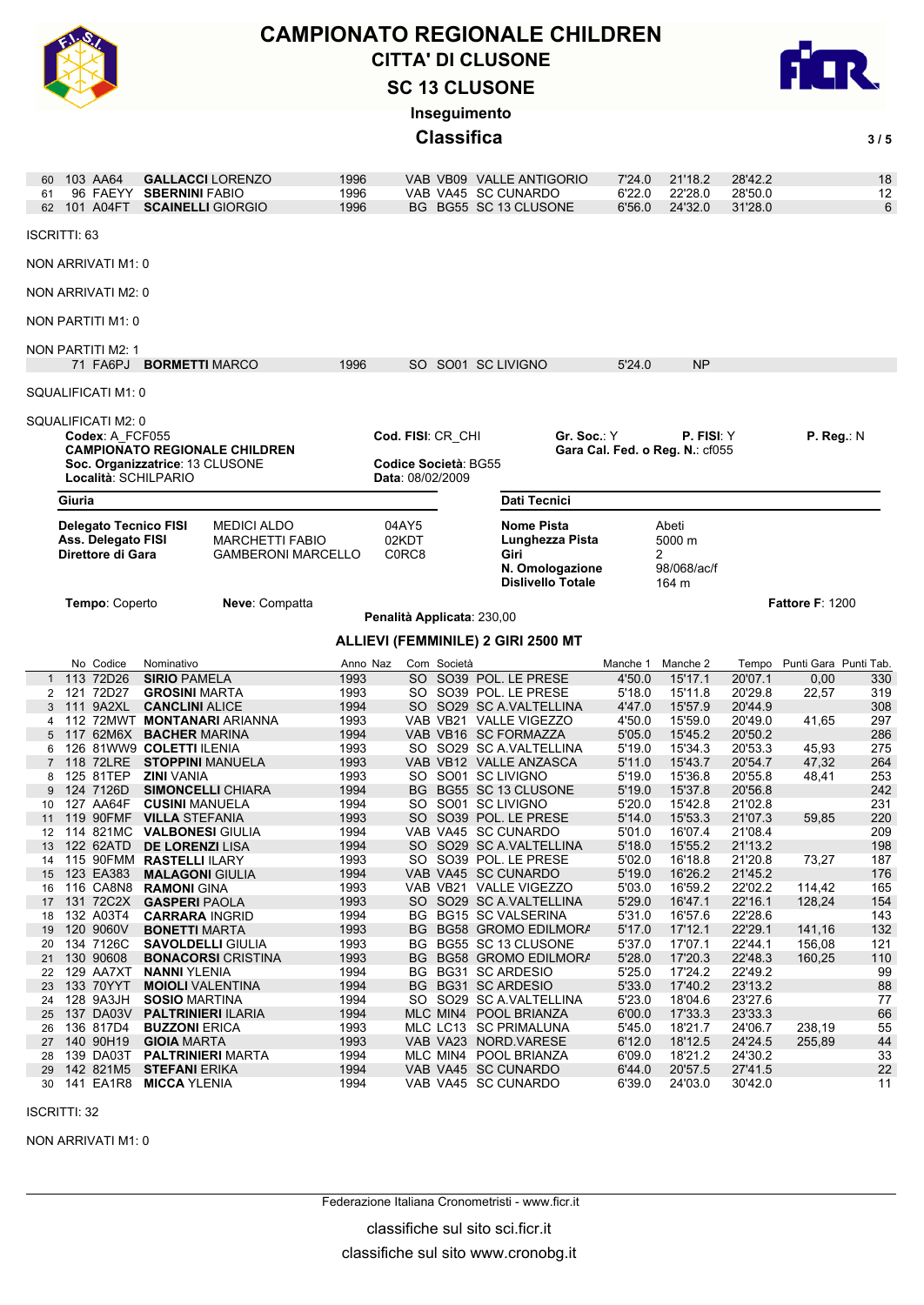# CAMPIONATO REGIONALE CHILDREN
## CITTA' DI CLUSONE
## SC 13 CLUSONE
### Inseguimento
### Classifica

| | No | Codice | Nominativo | Anno | Naz | Com | Società | Manche 1 | Manche 2 | Tempo | Punti Gara | Punti Tab. |
|---|---|---|---|---|---|---|---|---|---|---|---|---|
| 60 | 103 | AA64 | **GALLACCI** LORENZO | 1996 | | VAB | VB09 VALLE ANTIGORIO | 7'24.0 | 21'18.2 | 28'42.2 | | 18 |
| 61 | 96 | FAEYY | **SBERNINI** FABIO | 1996 | | VAB | VA45 SC CUNARDO | 6'22.0 | 22'28.0 | 28'50.0 | | 12 |
| 62 | 101 | A04FT | **SCAINELLI** GIORGIO | 1996 | | BG | BG55 SC 13 CLUSONE | 6'56.0 | 24'32.0 | 31'28.0 | | 6 |

ISCRITTI: 63

NON ARRIVATI M1: 0

NON ARRIVATI M2: 0

NON PARTITI M1: 0

NON PARTITI M2: 1

| No | Codice | Nominativo | Anno | Com | Società | Manche 1 | Manche 2 |
|---|---|---|---|---|---|---|---|
| 71 | FA6PJ | **BORMETTI** MARCO | 1996 | SO | SO01 SC LIVIGNO | 5'24.0 | NP |

SQUALIFICATI M1: 0

SQUALIFICATI M2: 0

**Codex**: A_FCF055 — **Cod. FISI**: CR_CHI — **Gr. Soc.**: Y — **P. FISI**: Y — **P. Reg.**: N

**CAMPIONATO REGIONALE CHILDREN** — **Gara Cal. Fed. o Reg. N.**: cf055

**Soc. Organizzatrice**: 13 CLUSONE — **Codice Società**: BG55

**Località**: SCHILPARIO — **Data**: 08/02/2009

| Giuria | | |
|---|---|---|
| **Delegato Tecnico FISI** | MEDICI ALDO | 04AY5 |
| **Ass. Delegato FISI** | MARCHETTI FABIO | 02KDT |
| **Direttore di Gara** | GAMBERONI MARCELLO | C0RC8 |

| Dati Tecnici | |
|---|---|
| **Nome Pista** | Abeti |
| **Lunghezza Pista** | 5000 m |
| **Giri** | 2 |
| **N. Omologazione** | 98/068/ac/f |
| **Dislivello Totale** | 164 m |

**Tempo**: Coperto — **Neve**: Compatta — **Fattore F**: 1200

**Penalità Applicata**: 230,00

### ALLIEVI (FEMMINILE) 2 GIRI 2500 MT

| | No | Codice | Nominativo | Anno | Naz | Com | Società | Manche 1 | Manche 2 | Tempo | Punti Gara | Punti Tab. |
|---|---|---|---|---|---|---|---|---|---|---|---|---|
| 1 | 113 | 72D26 | **SIRIO** PAMELA | 1993 | | SO | SO39 POL. LE PRESE | 4'50.0 | 15'17.1 | 20'07.1 | 0,00 | 330 |
| 2 | 121 | 72D27 | **GROSINI** MARTA | 1993 | | SO | SO39 POL. LE PRESE | 5'18.0 | 15'11.8 | 20'29.8 | 22,57 | 319 |
| 3 | 111 | 9A2XL | **CANCLINI** ALICE | 1994 | | SO | SO29 SC A.VALTELLINA | 4'47.0 | 15'57.9 | 20'44.9 | | 308 |
| 4 | 112 | 72MWT | **MONTANARI** ARIANNA | 1993 | | VAB | VB21 VALLE VIGEZZO | 4'50.0 | 15'59.0 | 20'49.0 | 41,65 | 297 |
| 5 | 117 | 62M6X | **BACHER** MARINA | 1994 | | VAB | VB16 SC FORMAZZA | 5'05.0 | 15'45.2 | 20'50.2 | | 286 |
| 6 | 126 | 81WW9 | **COLETTI** ILENIA | 1993 | | SO | SO29 SC A.VALTELLINA | 5'19.0 | 15'34.3 | 20'53.3 | 45,93 | 275 |
| 7 | 118 | 72LRE | **STOPPINI** MANUELA | 1993 | | VAB | VB12 VALLE ANZASCA | 5'11.0 | 15'43.7 | 20'54.7 | 47,32 | 264 |
| 8 | 125 | 81TEP | **ZINI** VANIA | 1993 | | SO | SO01 SC LIVIGNO | 5'19.0 | 15'36.8 | 20'55.8 | 48,41 | 253 |
| 9 | 124 | 7126D | **SIMONCELLI** CHIARA | 1994 | | BG | BG55 SC 13 CLUSONE | 5'19.0 | 15'37.8 | 20'56.8 | | 242 |
| 10 | 127 | AA64F | **CUSINI** MANUELA | 1994 | | SO | SO01 SC LIVIGNO | 5'20.0 | 15'42.8 | 21'02.8 | | 231 |
| 11 | 119 | 90FMF | **VILLA** STEFANIA | 1993 | | SO | SO39 POL. LE PRESE | 5'14.0 | 15'53.3 | 21'07.3 | 59,85 | 220 |
| 12 | 114 | 821MC | **VALBONESI** GIULIA | 1994 | | VAB | VA45 SC CUNARDO | 5'01.0 | 16'07.4 | 21'08.4 | | 209 |
| 13 | 122 | 62ATD | **DE LORENZI** LISA | 1994 | | SO | SO29 SC A.VALTELLINA | 5'18.0 | 15'55.2 | 21'13.2 | | 198 |
| 14 | 115 | 90FMM | **RASTELLI** ILARY | 1993 | | SO | SO39 POL. LE PRESE | 5'02.0 | 16'18.8 | 21'20.8 | 73,27 | 187 |
| 15 | 123 | EA383 | **MALAGONI** GIULIA | 1994 | | VAB | VA45 SC CUNARDO | 5'19.0 | 16'26.2 | 21'45.2 | | 176 |
| 16 | 116 | CA8N8 | **RAMONI** GINA | 1993 | | VAB | VB21 VALLE VIGEZZO | 5'03.0 | 16'59.2 | 22'02.2 | 114,42 | 165 |
| 17 | 131 | 72C2X | **GASPERI** PAOLA | 1993 | | SO | SO29 SC A.VALTELLINA | 5'29.0 | 16'47.1 | 22'16.1 | 128,24 | 154 |
| 18 | 132 | A03T4 | **CARRARA** INGRID | 1994 | | BG | BG15 SC VALSERINA | 5'31.0 | 16'57.6 | 22'28.6 | | 143 |
| 19 | 120 | 9060V | **BONETTI** MARTA | 1993 | | BG | BG58 GROMO EDILMORA | 5'17.0 | 17'12.1 | 22'29.1 | 141,16 | 132 |
| 20 | 134 | 7126C | **SAVOLDELLI** GIULIA | 1993 | | BG | BG55 SC 13 CLUSONE | 5'37.0 | 17'07.1 | 22'44.1 | 156,08 | 121 |
| 21 | 130 | 90608 | **BONACORSI** CRISTINA | 1993 | | BG | BG58 GROMO EDILMORA | 5'28.0 | 17'20.3 | 22'48.3 | 160,25 | 110 |
| 22 | 129 | AA7XT | **NANNI** YLENIA | 1994 | | BG | BG31 SC ARDESIO | 5'25.0 | 17'24.2 | 22'49.2 | | 99 |
| 23 | 133 | 70YYT | **MOIOLI** VALENTINA | 1994 | | BG | BG31 SC ARDESIO | 5'33.0 | 17'40.2 | 23'13.2 | | 88 |
| 24 | 128 | 9A3JH | **SOSIO** MARTINA | 1994 | | SO | SO29 SC A.VALTELLINA | 5'23.0 | 18'04.6 | 23'27.6 | | 77 |
| 25 | 137 | DA03V | **PALTRINIERI** ILARIA | 1994 | | MLC | MIN4 POOL BRIANZA | 6'00.0 | 17'33.3 | 23'33.3 | | 66 |
| 26 | 136 | 817D4 | **BUZZONI** ERICA | 1993 | | MLC | LC13 SC PRIMALUNA | 5'45.0 | 18'21.7 | 24'06.7 | 238,19 | 55 |
| 27 | 140 | 90H19 | **GIOIA** MARTA | 1993 | | VAB | VA23 NORD.VARESE | 6'12.0 | 18'12.5 | 24'24.5 | 255,89 | 44 |
| 28 | 139 | DA03T | **PALTRINIERI** MARTA | 1994 | | MLC | MIN4 POOL BRIANZA | 6'09.0 | 18'21.2 | 24'30.2 | | 33 |
| 29 | 142 | 821M5 | **STEFANI** ERIKA | 1994 | | VAB | VA45 SC CUNARDO | 6'44.0 | 20'57.5 | 27'41.5 | | 22 |
| 30 | 141 | EA1R8 | **MICCA** YLENIA | 1994 | | VAB | VA45 SC CUNARDO | 6'39.0 | 24'03.0 | 30'42.0 | | 11 |

ISCRITTI: 32

NON ARRIVATI M1: 0

Federazione Italiana Cronometristi - www.ficr.it

classifiche sul sito sci.ficr.it

classifiche sul sito www.cronobg.it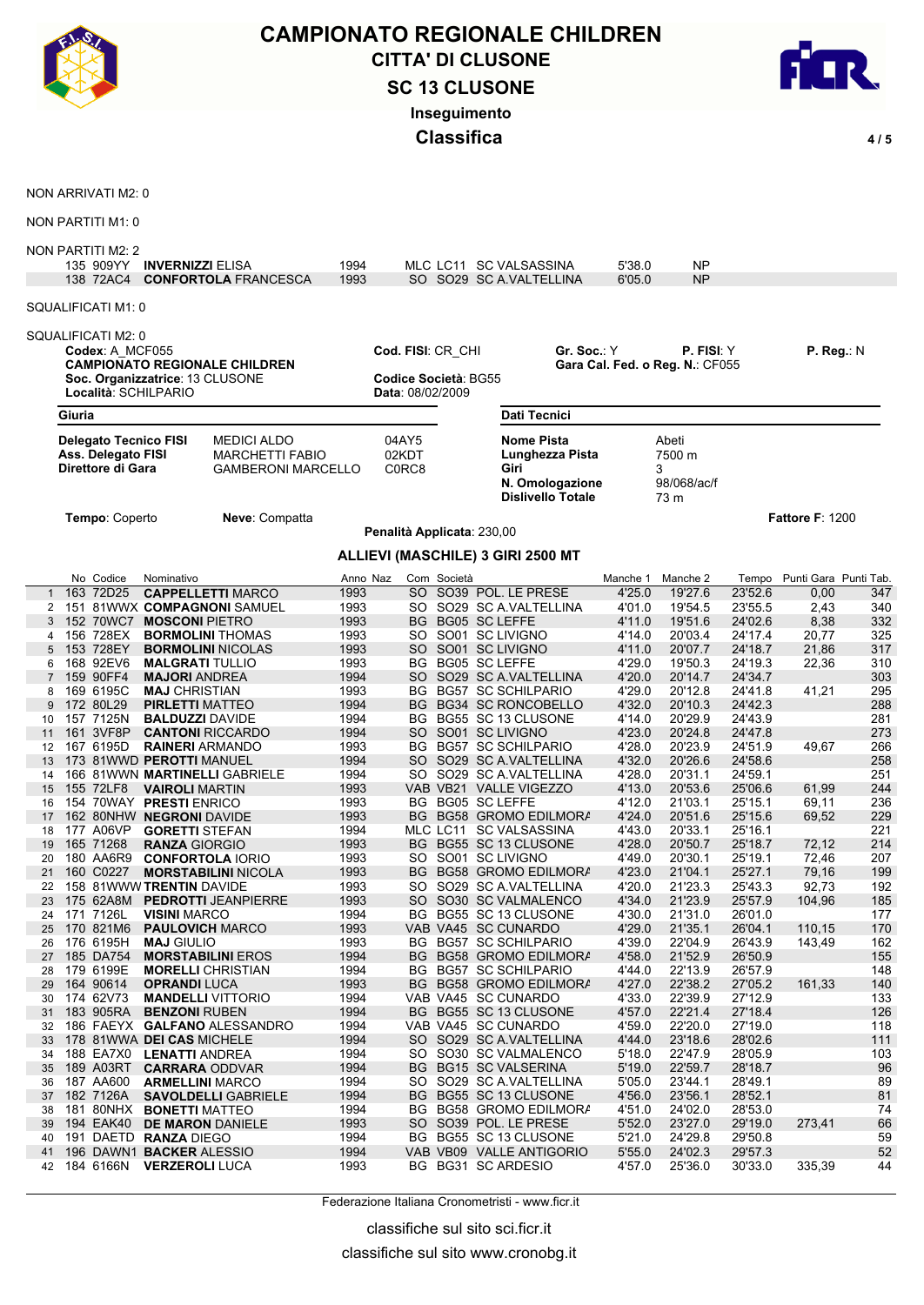# CAMPIONATO REGIONALE CHILDREN
## CITTA' DI CLUSONE
## SC 13 CLUSONE
### Inseguimento
### Classifica

NON ARRIVATI M2: 0

NON PARTITI M1: 0

NON PARTITI M2: 2

| No | Codice | Nominativo | Anno | Naz | Com | Società | Manche 1 | Manche 2 |
|---|---|---|---|---|---|---|---|---|
| 135 | 909YY | **INVERNIZZI** ELISA | 1994 | | MLC LC11 | SC VALSASSINA | 5'38.0 | NP |
| 138 | 72AC4 | **CONFORTOLA** FRANCESCA | 1993 | | SO SO29 | SC A.VALTELLINA | 6'05.0 | NP |

SQUALIFICATI M1: 0

SQUALIFICATI M2: 0

**Codex**: A_MCF055
**CAMPIONATO REGIONALE CHILDREN**
**Soc. Organizzatrice**: 13 CLUSONE
**Località**: SCHILPARIO

**Cod. FISI**: CR_CHI
**Codice Società**: BG55
**Data**: 08/02/2009

**Gr. Soc.**: Y **P. FISI**: Y **P. Reg.**: N
**Gara Cal. Fed. o Reg. N.**: CF055

**Giuria**

| | | |
|---|---|---|
| **Delegato Tecnico FISI** | MEDICI ALDO | 04AY5 |
| **Ass. Delegato FISI** | MARCHETTI FABIO | 02KDT |
| **Direttore di Gara** | GAMBERONI MARCELLO | C0RC8 |

**Dati Tecnici**

| | |
|---|---|
| **Nome Pista** | Abeti |
| **Lunghezza Pista** | 7500 m |
| **Giri** | 3 |
| **N. Omologazione** | 98/068/ac/f |
| **Dislivello Totale** | 73 m |

**Tempo**: Coperto **Neve**: Compatta **Fattore F**: 1200

**Penalità Applicata**: 230,00

### ALLIEVI (MASCHILE) 3 GIRI 2500 MT

| | No | Codice | Nominativo | Anno | Naz | Com | Società | Manche 1 | Manche 2 | Tempo | Punti Gara | Punti Tab. |
|---|---|---|---|---|---|---|---|---|---|---|---|---|
| 1 | 163 | 72D25 | **CAPPELLETTI** MARCO | 1993 | | SO | SO39 POL. LE PRESE | 4'25.0 | 19'27.6 | 23'52.6 | 0,00 | 347 |
| 2 | 151 | 81WWX | **COMPAGNONI** SAMUEL | 1993 | | SO | SO29 SC A.VALTELLINA | 4'01.0 | 19'54.5 | 23'55.5 | 2,43 | 340 |
| 3 | 152 | 70WC7 | **MOSCONI** PIETRO | 1993 | | BG | BG05 SC LEFFE | 4'11.0 | 19'51.6 | 24'02.6 | 8,38 | 332 |
| 4 | 156 | 728EX | **BORMOLINI** THOMAS | 1993 | | SO | SO01 SC LIVIGNO | 4'14.0 | 20'03.4 | 24'17.4 | 20,77 | 325 |
| 5 | 153 | 728EY | **BORMOLINI** NICOLAS | 1993 | | SO | SO01 SC LIVIGNO | 4'11.0 | 20'07.7 | 24'18.7 | 21,86 | 317 |
| 6 | 168 | 92EV6 | **MALGRATI** TULLIO | 1993 | | BG | BG05 SC LEFFE | 4'29.0 | 19'50.3 | 24'19.3 | 22,36 | 310 |
| 7 | 159 | 90FF4 | **MAJORI** ANDREA | 1994 | | SO | SO29 SC A.VALTELLINA | 4'20.0 | 20'14.7 | 24'34.7 | | 303 |
| 8 | 169 | 6195C | **MAJ** CHRISTIAN | 1993 | | BG | BG57 SC SCHILPARIO | 4'29.0 | 20'12.8 | 24'41.8 | 41,21 | 295 |
| 9 | 172 | 80L29 | **PIRLETTI** MATTEO | 1994 | | BG | BG34 SC RONCOBELLO | 4'32.0 | 20'10.3 | 24'42.3 | | 288 |
| 10 | 157 | 7125N | **BALDUZZI** DAVIDE | 1994 | | BG | BG55 SC 13 CLUSONE | 4'14.0 | 20'29.9 | 24'43.9 | | 281 |
| 11 | 161 | 3VF8P | **CANTONI** RICCARDO | 1994 | | SO | SO01 SC LIVIGNO | 4'23.0 | 20'24.8 | 24'47.8 | | 273 |
| 12 | 167 | 6195D | **RAINERI** ARMANDO | 1993 | | BG | BG57 SC SCHILPARIO | 4'28.0 | 20'23.9 | 24'51.9 | 49,67 | 266 |
| 13 | 173 | 81WWD | **PEROTTI** MANUEL | 1994 | | SO | SO29 SC A.VALTELLINA | 4'32.0 | 20'26.6 | 24'58.6 | | 258 |
| 14 | 166 | 81WWN | **MARTINELLI** GABRIELE | 1994 | | SO | SO29 SC A.VALTELLINA | 4'28.0 | 20'31.1 | 24'59.1 | | 251 |
| 15 | 155 | 72LF8 | **VAIROLI** MARTIN | 1993 | | VAB | VB21 VALLE VIGEZZO | 4'13.0 | 20'53.6 | 25'06.6 | 61,99 | 244 |
| 16 | 154 | 70WAY | **PRESTI** ENRICO | 1993 | | BG | BG05 SC LEFFE | 4'12.0 | 21'03.1 | 25'15.1 | 69,11 | 236 |
| 17 | 162 | 80NHW | **NEGRONI** DAVIDE | 1993 | | BG | BG58 GROMO EDILMORA | 4'24.0 | 20'51.6 | 25'15.6 | 69,52 | 229 |
| 18 | 177 | A06VP | **GORETTI** STEFAN | 1994 | | MLC | LC11 SC VALSASSINA | 4'43.0 | 20'33.1 | 25'16.1 | | 221 |
| 19 | 165 | 71268 | **RANZA** GIORGIO | 1993 | | BG | BG55 SC 13 CLUSONE | 4'28.0 | 20'50.7 | 25'18.7 | 72,12 | 214 |
| 20 | 180 | AA6R9 | **CONFORTOLA** IORIO | 1993 | | SO | SO01 SC LIVIGNO | 4'49.0 | 20'30.1 | 25'19.1 | 72,46 | 207 |
| 21 | 160 | C0227 | **MORSTABILINI** NICOLA | 1993 | | BG | BG58 GROMO EDILMORA | 4'23.0 | 21'04.1 | 25'27.1 | 79,16 | 199 |
| 22 | 158 | 81WWW | **TRENTIN** DAVIDE | 1993 | | SO | SO29 SC A.VALTELLINA | 4'20.0 | 21'23.3 | 25'43.3 | 92,73 | 192 |
| 23 | 175 | 62A8M | **PEDROTTI** JEANPIERRE | 1993 | | SO | SO30 SC VALMALENCO | 4'34.0 | 21'23.9 | 25'57.9 | 104,96 | 185 |
| 24 | 171 | 7126L | **VISINI** MARCO | 1994 | | BG | BG55 SC 13 CLUSONE | 4'30.0 | 21'31.0 | 26'01.0 | | 177 |
| 25 | 170 | 821M6 | **PAULOVICH** MARCO | 1993 | | VAB | VA45 SC CUNARDO | 4'29.0 | 21'35.1 | 26'04.1 | 110,15 | 170 |
| 26 | 176 | 6195H | **MAJ** GIULIO | 1993 | | BG | BG57 SC SCHILPARIO | 4'39.0 | 22'04.9 | 26'43.9 | 143,49 | 162 |
| 27 | 185 | DA754 | **MORSTABILINI** EROS | 1994 | | BG | BG58 GROMO EDILMORA | 4'58.0 | 21'52.9 | 26'50.9 | | 155 |
| 28 | 179 | 6199E | **MORELLI** CHRISTIAN | 1994 | | BG | BG57 SC SCHILPARIO | 4'44.0 | 22'13.9 | 26'57.9 | | 148 |
| 29 | 164 | 90614 | **OPRANDI** LUCA | 1993 | | BG | BG58 GROMO EDILMORA | 4'27.0 | 22'38.2 | 27'05.2 | 161,33 | 140 |
| 30 | 174 | 62V73 | **MANDELLI** VITTORIO | 1994 | | VAB | VA45 SC CUNARDO | 4'33.0 | 22'39.9 | 27'12.9 | | 133 |
| 31 | 183 | 905RA | **BENZONI** RUBEN | 1994 | | BG | BG55 SC 13 CLUSONE | 4'57.0 | 22'21.4 | 27'18.4 | | 126 |
| 32 | 186 | FAEYX | **GALFANO** ALESSANDRO | 1994 | | VAB | VA45 SC CUNARDO | 4'59.0 | 22'20.0 | 27'19.0 | | 118 |
| 33 | 178 | 81WWA | **DEI CAS** MICHELE | 1994 | | SO | SO29 SC A.VALTELLINA | 4'44.0 | 23'18.6 | 28'02.6 | | 111 |
| 34 | 188 | EA7X0 | **LENATTI** ANDREA | 1994 | | SO | SO30 SC VALMALENCO | 5'18.0 | 22'47.9 | 28'05.9 | | 103 |
| 35 | 189 | A03RT | **CARRARA** ODDVAR | 1994 | | BG | BG15 SC VALSERINA | 5'19.0 | 22'59.7 | 28'18.7 | | 96 |
| 36 | 187 | AA600 | **ARMELLINI** MARCO | 1994 | | SO | SO29 SC A.VALTELLINA | 5'05.0 | 23'44.1 | 28'49.1 | | 89 |
| 37 | 182 | 7126A | **SAVOLDELLI** GABRIELE | 1994 | | BG | BG55 SC 13 CLUSONE | 4'56.0 | 23'56.1 | 28'52.1 | | 81 |
| 38 | 181 | 80NHX | **BONETTI** MATTEO | 1994 | | BG | BG58 GROMO EDILMORA | 4'51.0 | 24'02.0 | 28'53.0 | | 74 |
| 39 | 194 | EAK40 | **DE MARON** DANIELE | 1993 | | SO | SO39 POL. LE PRESE | 5'52.0 | 23'27.0 | 29'19.0 | 273,41 | 66 |
| 40 | 191 | DAETD | **RANZA** DIEGO | 1994 | | BG | BG55 SC 13 CLUSONE | 5'21.0 | 24'29.8 | 29'50.8 | | 59 |
| 41 | 196 | DAWN1 | **BACKER** ALESSIO | 1994 | | VAB | VB09 VALLE ANTIGORIO | 5'55.0 | 24'02.3 | 29'57.3 | | 52 |
| 42 | 184 | 6166N | **VERZEROLI** LUCA | 1993 | | BG | BG31 SC ARDESIO | 4'57.0 | 25'36.0 | 30'33.0 | 335,39 | 44 |

Federazione Italiana Cronometristi - www.ficr.it

classifiche sul sito sci.ficr.it

classifiche sul sito www.cronobg.it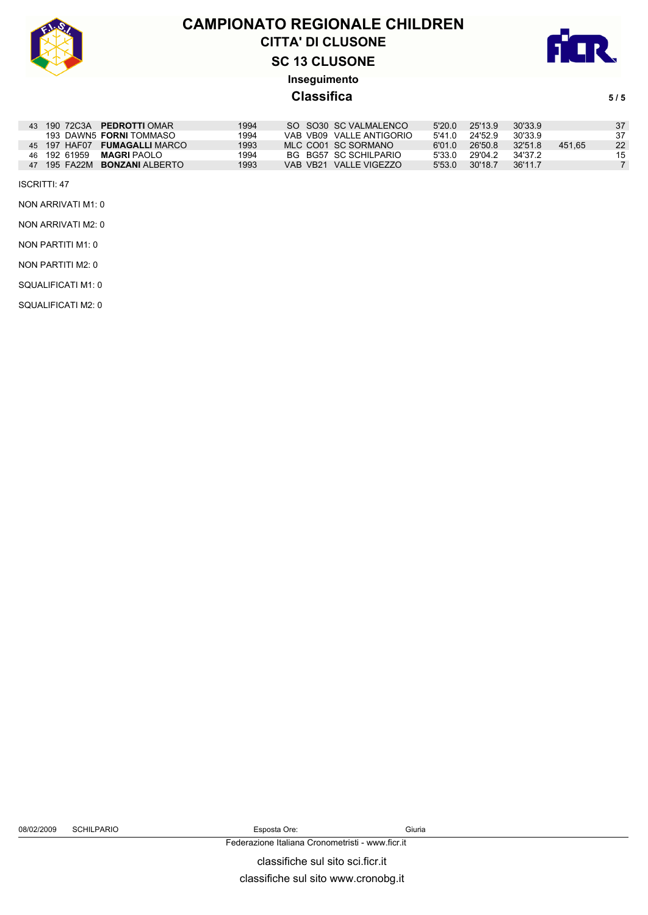# CAMPIONATO REGIONALE CHILDREN

## CITTA' DI CLUSONE

## SC 13 CLUSONE

### Inseguimento

### Classifica

| | | | | | | | | | | | | | |
|---|---|---|---|---|---|---|---|---|---|---|---|---|---|
| 43 | 190 | 72C3A | **PEDROTTI** OMAR | 1994 | SO | SO30 | SC VALMALENCO | 5'20.0 | 25'13.9 | 30'33.9 | | 37 |
| | 193 | DAWN5 | **FORNI** TOMMASO | 1994 | VAB | VB09 | VALLE ANTIGORIO | 5'41.0 | 24'52.9 | 30'33.9 | | 37 |
| 45 | 197 | HAF07 | **FUMAGALLI** MARCO | 1993 | MLC | CO01 | SC SORMANO | 6'01.0 | 26'50.8 | 32'51.8 | 451,65 | 22 |
| 46 | 192 | 61959 | **MAGRI** PAOLO | 1994 | BG | BG57 | SC SCHILPARIO | 5'33.0 | 29'04.2 | 34'37.2 | | 15 |
| 47 | 195 | FA22M | **BONZANI** ALBERTO | 1993 | VAB | VB21 | VALLE VIGEZZO | 5'53.0 | 30'18.7 | 36'11.7 | | 7 |

ISCRITTI: 47

NON ARRIVATI M1: 0

NON ARRIVATI M2: 0

NON PARTITI M1: 0

NON PARTITI M2: 0

SQUALIFICATI M1: 0

SQUALIFICATI M2: 0

08/02/2009 SCHILPARIO Esposta Ore: Giuria

Federazione Italiana Cronometristi - www.ficr.it

classifiche sul sito sci.ficr.it

classifiche sul sito www.cronobg.it